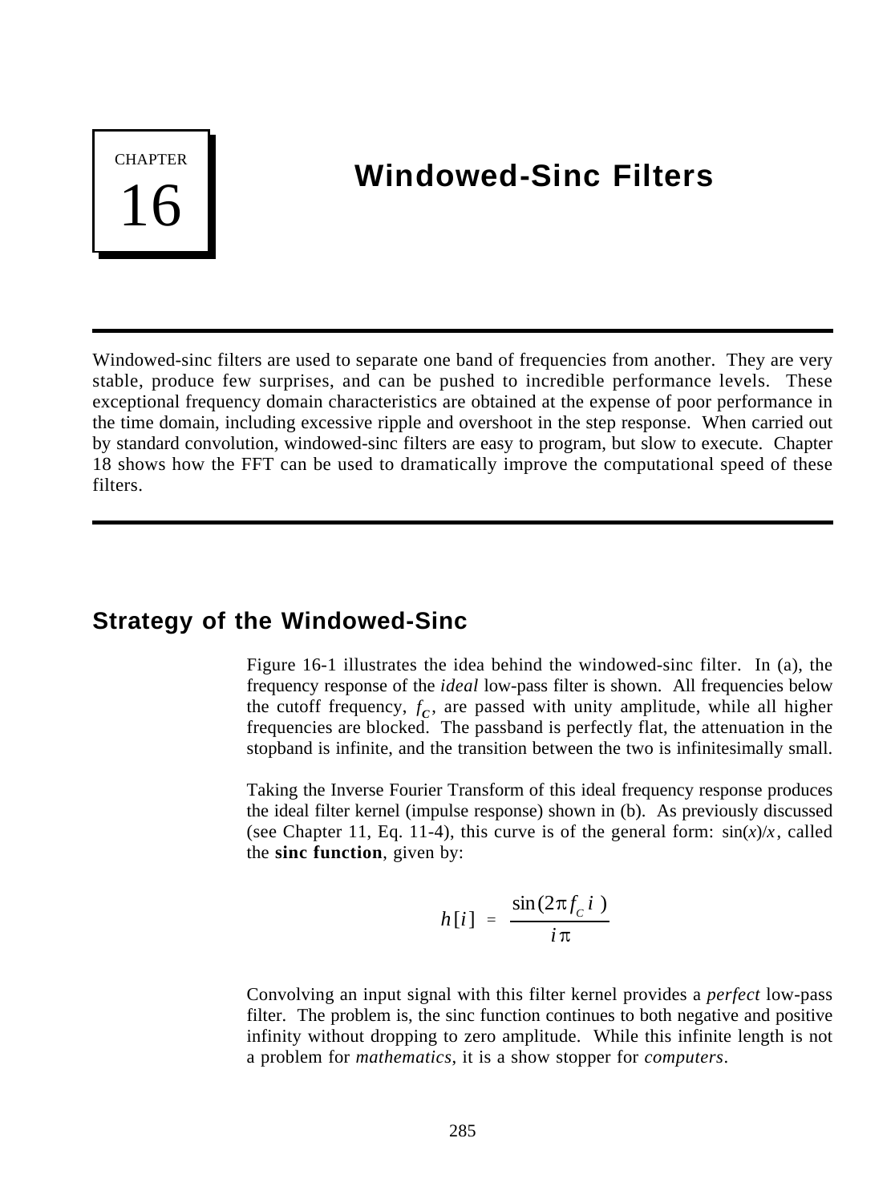# CHAPTER 16

# Windowed-Sinc Filters

Windowed-sinc filters are used to separate one band of frequencies from another. They are very stable, produce few surprises, and can be pushed to incredible performance levels. These exceptional frequency domain characteristics are obtained at the expense of poor performance in the time domain, including excessive ripple and overshoot in the step response. When carried out by standard convolution, windowed-sinc filters are easy to program, but slow to execute. Chapter 18 shows how the FFT can be used to dramatically improve the computational speed of these filters.

## Strategy of the Windowed-Sinc

Figure 16-1 illustrates the idea behind the windowed-sinc filter. In (a), the frequency response of the *ideal* low-pass filter is shown. All frequencies below the cutoff frequency, $f_C$, are passed with unity amplitude, while all higher frequencies are blocked. The passband is perfectly flat, the attenuation in the stopband is infinite, and the transition between the two is infinitesimally small.

Taking the Inverse Fourier Transform of this ideal frequency response produces the ideal filter kernel (impulse response) shown in (b). As previously discussed (see Chapter 11, Eq. 11-4), this curve is of the general form: $\sin(x)/x$, called the **sinc function**, given by:

$$h[i] = \frac{\sin(2\pi f_C i)}{i\pi}$$

Convolving an input signal with this filter kernel provides a *perfect* low-pass filter. The problem is, the sinc function continues to both negative and positive infinity without dropping to zero amplitude. While this infinite length is not a problem for *mathematics*, it is a show stopper for *computers*.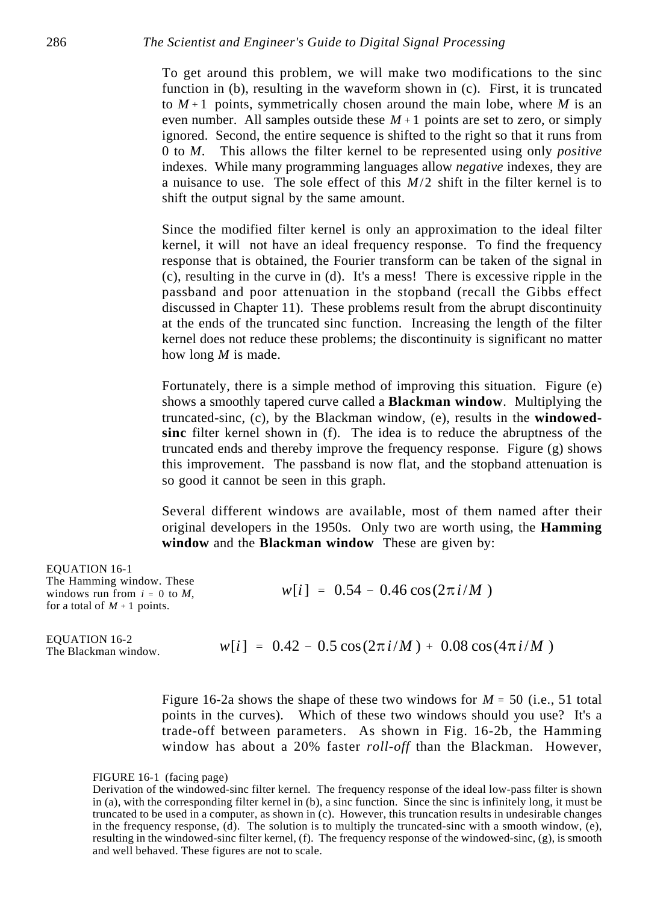To get around this problem, we will make two modifications to the sinc function in (b), resulting in the waveform shown in (c). First, it is truncated to $M+1$ points, symmetrically chosen around the main lobe, where $M$ is an even number. All samples outside these $M+1$ points are set to zero, or simply ignored. Second, the entire sequence is shifted to the right so that it runs from 0 to $M$. This allows the filter kernel to be represented using only *positive* indexes. While many programming languages allow *negative* indexes, they are a nuisance to use. The sole effect of this $M/2$ shift in the filter kernel is to shift the output signal by the same amount.

Since the modified filter kernel is only an approximation to the ideal filter kernel, it will not have an ideal frequency response. To find the frequency response that is obtained, the Fourier transform can be taken of the signal in (c), resulting in the curve in (d). It's a mess! There is excessive ripple in the passband and poor attenuation in the stopband (recall the Gibbs effect discussed in Chapter 11). These problems result from the abrupt discontinuity at the ends of the truncated sinc function. Increasing the length of the filter kernel does not reduce these problems; the discontinuity is significant no matter how long $M$ is made.

Fortunately, there is a simple method of improving this situation. Figure (e) shows a smoothly tapered curve called a **Blackman window**. Multiplying the truncated-sinc, (c), by the Blackman window, (e), results in the **windowed-sinc** filter kernel shown in (f). The idea is to reduce the abruptness of the truncated ends and thereby improve the frequency response. Figure (g) shows this improvement. The passband is now flat, and the stopband attenuation is so good it cannot be seen in this graph.

Several different windows are available, most of them named after their original developers in the 1950s. Only two are worth using, the **Hamming window** and the **Blackman window** These are given by:

EQUATION 16-1
The Hamming window. These windows run from $i = 0$ to $M$, for a total of $M+1$ points.

$$w[i] = 0.54 - 0.46 \cos(2\pi i/M)$$

EQUATION 16-2
The Blackman window.

$$w[i] = 0.42 - 0.5 \cos(2\pi i/M) + 0.08 \cos(4\pi i/M)$$

Figure 16-2a shows the shape of these two windows for $M = 50$ (i.e., 51 total points in the curves). Which of these two windows should you use? It's a trade-off between parameters. As shown in Fig. 16-2b, the Hamming window has about a 20% faster *roll-off* than the Blackman. However,

FIGURE 16-1 (facing page)
Derivation of the windowed-sinc filter kernel. The frequency response of the ideal low-pass filter is shown in (a), with the corresponding filter kernel in (b), a sinc function. Since the sinc is infinitely long, it must be truncated to be used in a computer, as shown in (c). However, this truncation results in undesirable changes in the frequency response, (d). The solution is to multiply the truncated-sinc with a smooth window, (e), resulting in the windowed-sinc filter kernel, (f). The frequency response of the windowed-sinc, (g), is smooth and well behaved. These figures are not to scale.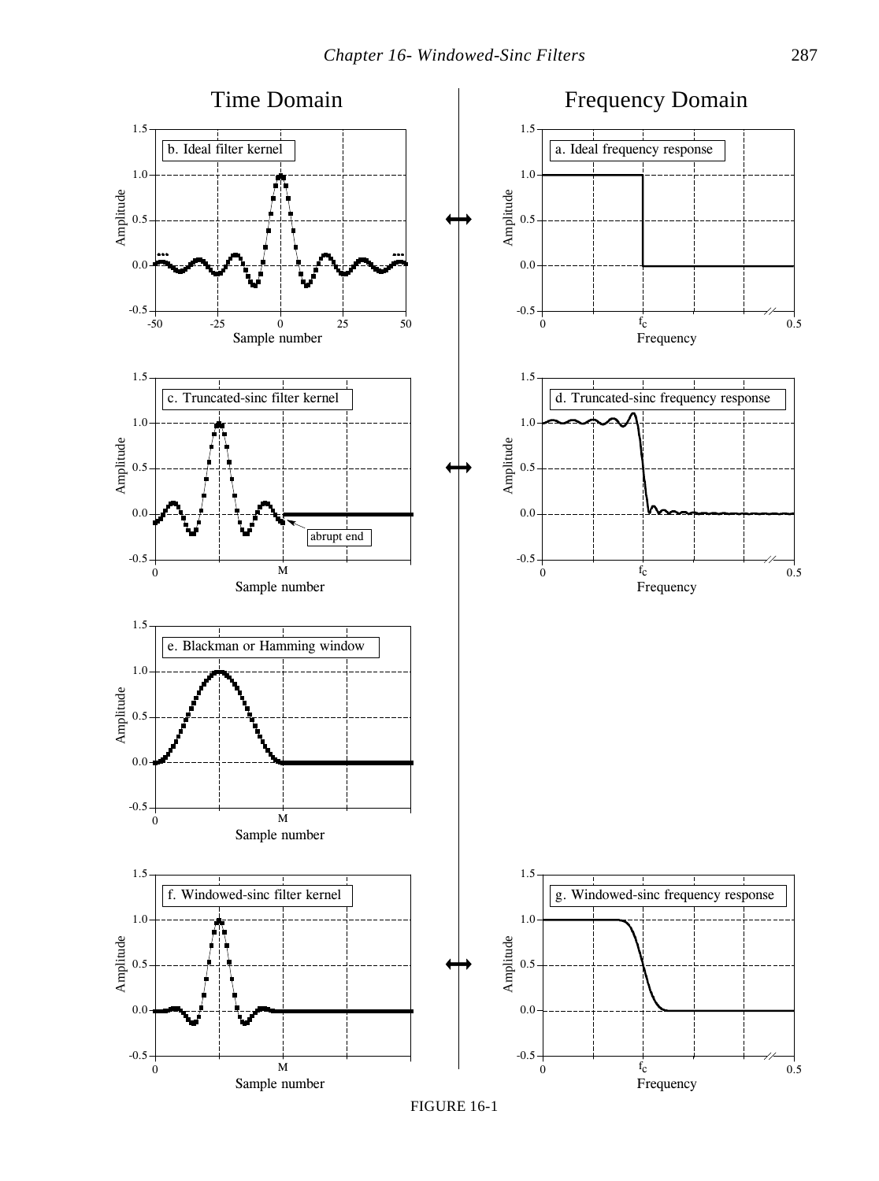Time Domain

Frequency Domain

b. Ideal filter kernel

a. Ideal frequency response

c. Truncated-sinc filter kernel

d. Truncated-sinc frequency response

abrupt end

e. Blackman or Hamming window

f. Windowed-sinc filter kernel

g. Windowed-sinc frequency response

FIGURE 16-1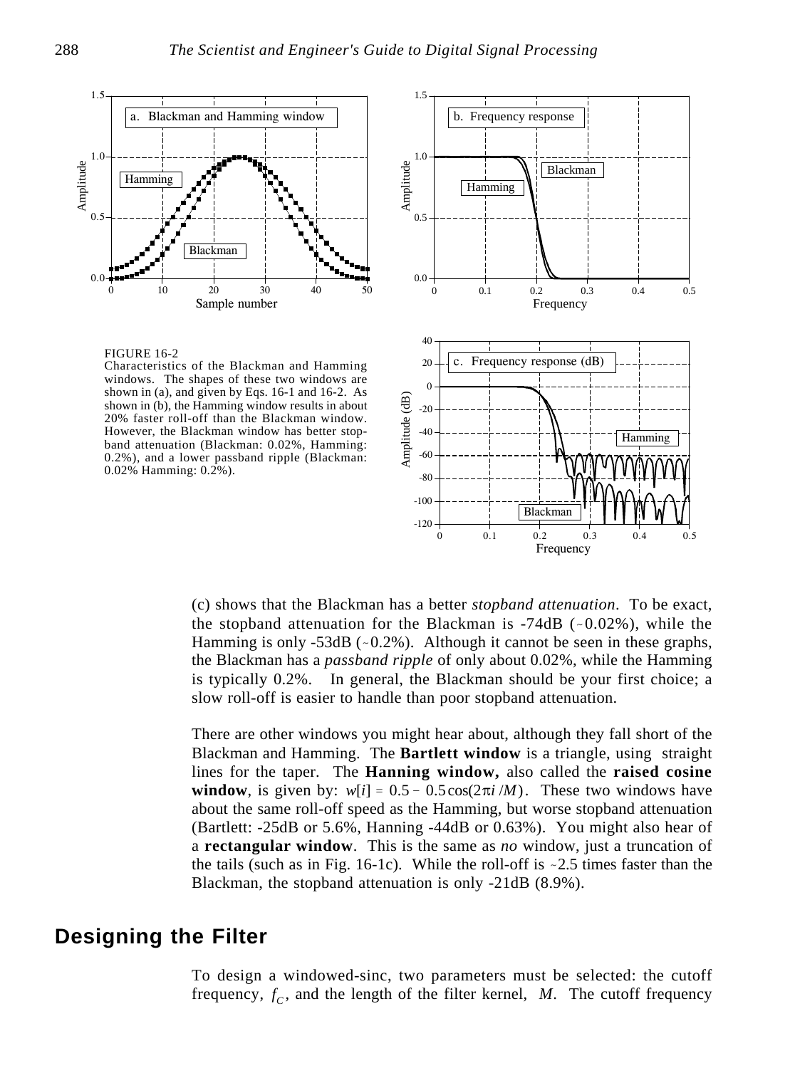FIGURE 16-2
Characteristics of the Blackman and Hamming windows. The shapes of these two windows are shown in (a), and given by Eqs. 16-1 and 16-2. As shown in (b), the Hamming window results in about 20% faster roll-off than the Blackman window. However, the Blackman window has better stopband attenuation (Blackman: 0.02%, Hamming: 0.2%), and a lower passband ripple (Blackman: 0.02% Hamming: 0.2%).

(c) shows that the Blackman has a better *stopband attenuation*. To be exact, the stopband attenuation for the Blackman is -74dB (~0.02%), while the Hamming is only -53dB (~0.2%). Although it cannot be seen in these graphs, the Blackman has a *passband ripple* of only about 0.02%, while the Hamming is typically 0.2%. In general, the Blackman should be your first choice; a slow roll-off is easier to handle than poor stopband attenuation.

There are other windows you might hear about, although they fall short of the Blackman and Hamming. The **Bartlett window** is a triangle, using straight lines for the taper. The **Hanning window,** also called the **raised cosine window**, is given by: $w[i] = 0.5 - 0.5\cos(2\pi i/M)$. These two windows have about the same roll-off speed as the Hamming, but worse stopband attenuation (Bartlett: -25dB or 5.6%, Hanning -44dB or 0.63%). You might also hear of a **rectangular window**. This is the same as *no* window, just a truncation of the tails (such as in Fig. 16-1c). While the roll-off is ~2.5 times faster than the Blackman, the stopband attenuation is only -21dB (8.9%).

## Designing the Filter

To design a windowed-sinc, two parameters must be selected: the cutoff frequency, $f_C$, and the length of the filter kernel, $M$. The cutoff frequency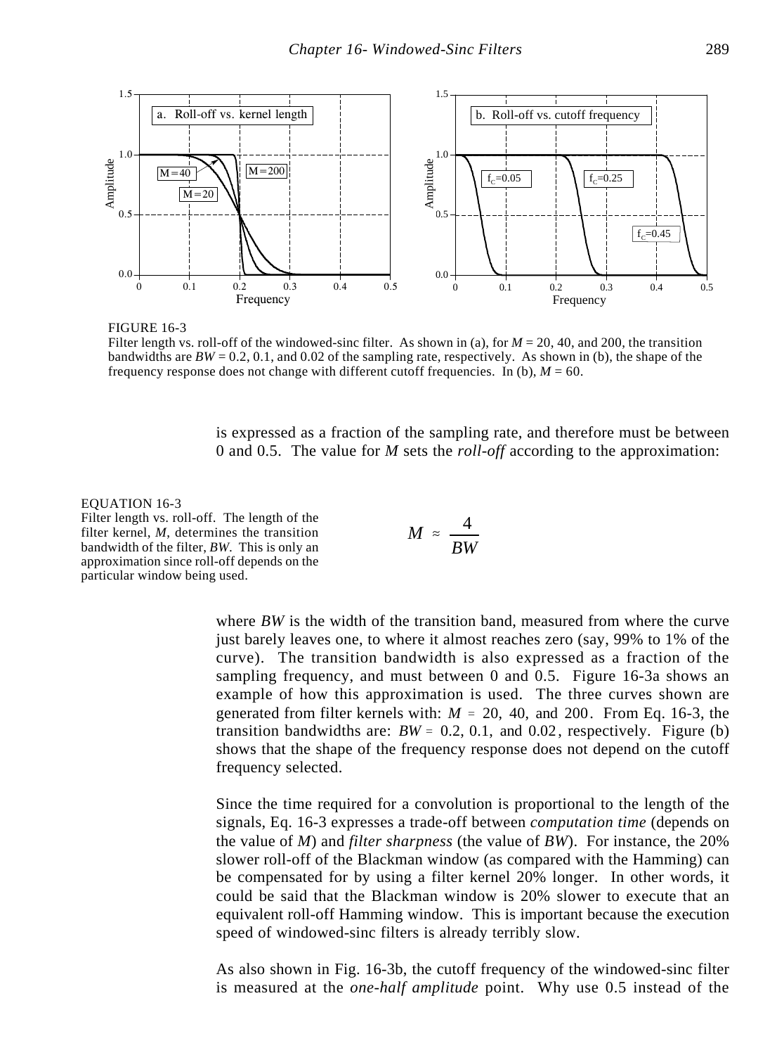FIGURE 16-3
Filter length vs. roll-off of the windowed-sinc filter. As shown in (a), for $M = 20$, 40, and 200, the transition bandwidths are $BW = 0.2$, 0.1, and 0.02 of the sampling rate, respectively. As shown in (b), the shape of the frequency response does not change with different cutoff frequencies. In (b), $M = 60$.

is expressed as a fraction of the sampling rate, and therefore must be between 0 and 0.5. The value for $M$ sets the *roll-off* according to the approximation:

EQUATION 16-3
Filter length vs. roll-off. The length of the filter kernel, $M$, determines the transition bandwidth of the filter, $BW$. This is only an approximation since roll-off depends on the particular window being used.

$$M \approx \frac{4}{BW}$$

where $BW$ is the width of the transition band, measured from where the curve just barely leaves one, to where it almost reaches zero (say, 99% to 1% of the curve). The transition bandwidth is also expressed as a fraction of the sampling frequency, and must between 0 and 0.5. Figure 16-3a shows an example of how this approximation is used. The three curves shown are generated from filter kernels with: $M = 20$, 40, and 200. From Eq. 16-3, the transition bandwidths are: $BW = 0.2$, 0.1, and 0.02, respectively. Figure (b) shows that the shape of the frequency response does not depend on the cutoff frequency selected.

Since the time required for a convolution is proportional to the length of the signals, Eq. 16-3 expresses a trade-off between *computation time* (depends on the value of $M$) and *filter sharpness* (the value of $BW$). For instance, the 20% slower roll-off of the Blackman window (as compared with the Hamming) can be compensated for by using a filter kernel 20% longer. In other words, it could be said that the Blackman window is 20% slower to execute that an equivalent roll-off Hamming window. This is important because the execution speed of windowed-sinc filters is already terribly slow.

As also shown in Fig. 16-3b, the cutoff frequency of the windowed-sinc filter is measured at the *one-half amplitude* point. Why use 0.5 instead of the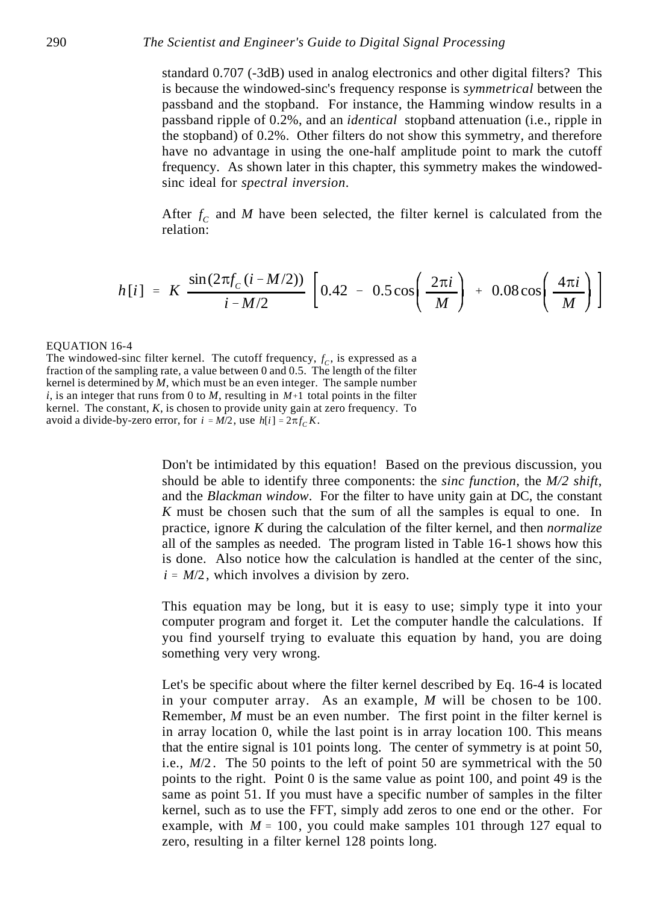standard 0.707 (-3dB) used in analog electronics and other digital filters? This is because the windowed-sinc's frequency response is *symmetrical* between the passband and the stopband. For instance, the Hamming window results in a passband ripple of 0.2%, and an *identical* stopband attenuation (i.e., ripple in the stopband) of 0.2%. Other filters do not show this symmetry, and therefore have no advantage in using the one-half amplitude point to mark the cutoff frequency. As shown later in this chapter, this symmetry makes the windowed-sinc ideal for *spectral inversion*.

After $f_C$ and $M$ have been selected, the filter kernel is calculated from the relation:

$$h[i] = K \frac{\sin(2\pi f_C (i - M/2))}{i - M/2} \left[ 0.42 - 0.5\cos\left(\frac{2\pi i}{M}\right) + 0.08\cos\left(\frac{4\pi i}{M}\right) \right]$$

EQUATION 16-4
The windowed-sinc filter kernel. The cutoff frequency, $f_C$, is expressed as a fraction of the sampling rate, a value between 0 and 0.5. The length of the filter kernel is determined by $M$, which must be an even integer. The sample number $i$, is an integer that runs from 0 to $M$, resulting in $M+1$ total points in the filter kernel. The constant, $K$, is chosen to provide unity gain at zero frequency. To avoid a divide-by-zero error, for $i = M/2$, use $h[i] = 2\pi f_C K$.

Don't be intimidated by this equation! Based on the previous discussion, you should be able to identify three components: the *sinc function*, the *M/2 shift*, and the *Blackman window*. For the filter to have unity gain at DC, the constant $K$ must be chosen such that the sum of all the samples is equal to one. In practice, ignore $K$ during the calculation of the filter kernel, and then *normalize* all of the samples as needed. The program listed in Table 16-1 shows how this is done. Also notice how the calculation is handled at the center of the sinc, $i = M/2$, which involves a division by zero.

This equation may be long, but it is easy to use; simply type it into your computer program and forget it. Let the computer handle the calculations. If you find yourself trying to evaluate this equation by hand, you are doing something very very wrong.

Let's be specific about where the filter kernel described by Eq. 16-4 is located in your computer array. As an example, $M$ will be chosen to be 100. Remember, $M$ must be an even number. The first point in the filter kernel is in array location 0, while the last point is in array location 100. This means that the entire signal is 101 points long. The center of symmetry is at point 50, i.e., $M/2$. The 50 points to the left of point 50 are symmetrical with the 50 points to the right. Point 0 is the same value as point 100, and point 49 is the same as point 51. If you must have a specific number of samples in the filter kernel, such as to use the FFT, simply add zeros to one end or the other. For example, with $M = 100$, you could make samples 101 through 127 equal to zero, resulting in a filter kernel 128 points long.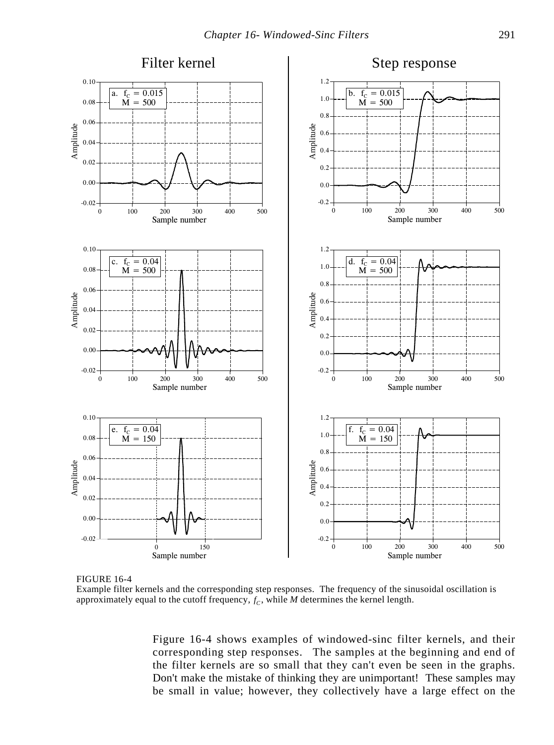FIGURE 16-4
Example filter kernels and the corresponding step responses. The frequency of the sinusoidal oscillation is approximately equal to the cutoff frequency, $f_C$, while *M* determines the kernel length.

Figure 16-4 shows examples of windowed-sinc filter kernels, and their corresponding step responses. The samples at the beginning and end of the filter kernels are so small that they can't even be seen in the graphs. Don't make the mistake of thinking they are unimportant! These samples may be small in value; however, they collectively have a large effect on the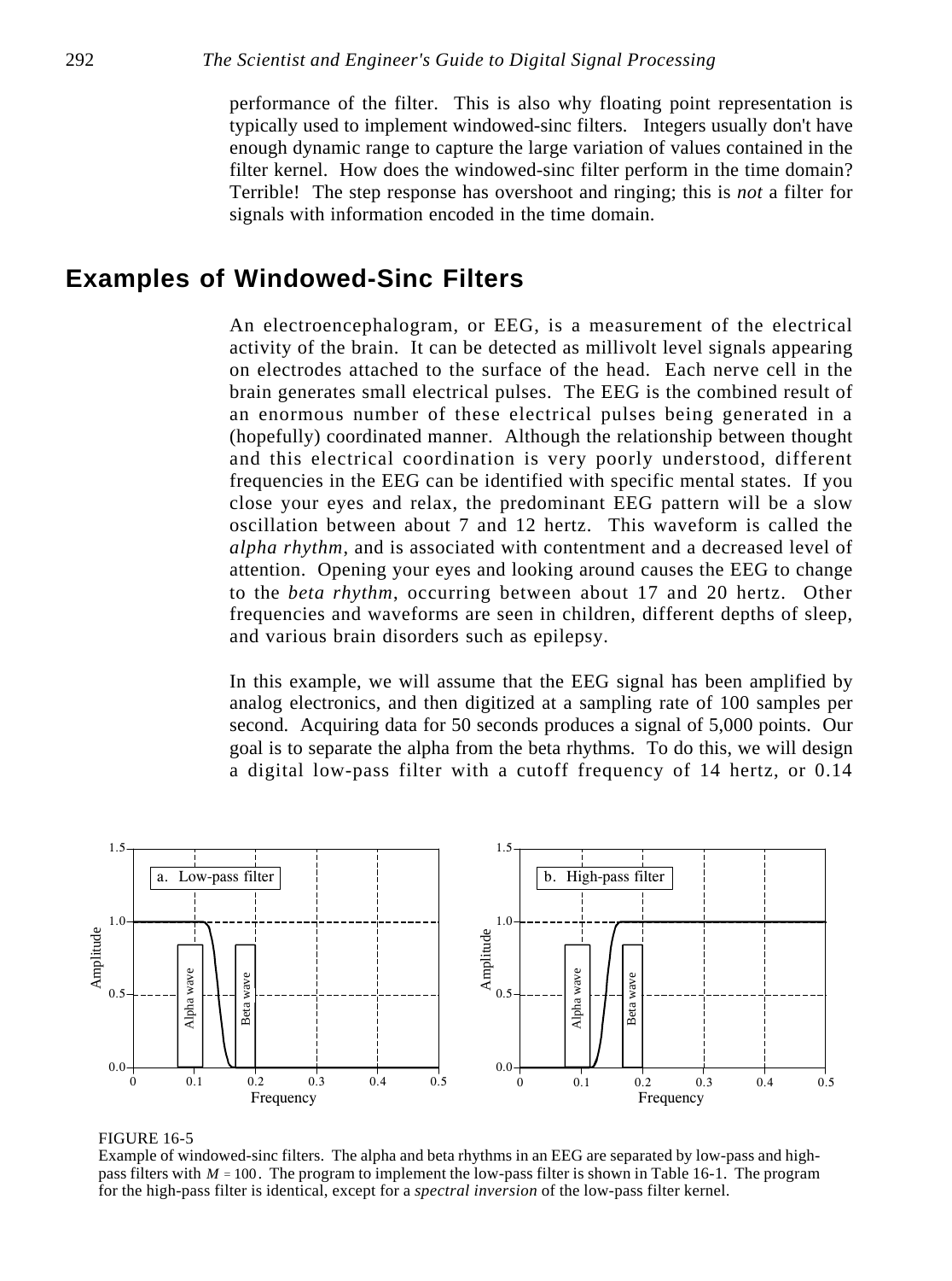performance of the filter. This is also why floating point representation is typically used to implement windowed-sinc filters. Integers usually don't have enough dynamic range to capture the large variation of values contained in the filter kernel. How does the windowed-sinc filter perform in the time domain? Terrible! The step response has overshoot and ringing; this is *not* a filter for signals with information encoded in the time domain.

## Examples of Windowed-Sinc Filters

An electroencephalogram, or EEG, is a measurement of the electrical activity of the brain. It can be detected as millivolt level signals appearing on electrodes attached to the surface of the head. Each nerve cell in the brain generates small electrical pulses. The EEG is the combined result of an enormous number of these electrical pulses being generated in a (hopefully) coordinated manner. Although the relationship between thought and this electrical coordination is very poorly understood, different frequencies in the EEG can be identified with specific mental states. If you close your eyes and relax, the predominant EEG pattern will be a slow oscillation between about 7 and 12 hertz. This waveform is called the *alpha rhythm*, and is associated with contentment and a decreased level of attention. Opening your eyes and looking around causes the EEG to change to the *beta rhythm*, occurring between about 17 and 20 hertz. Other frequencies and waveforms are seen in children, different depths of sleep, and various brain disorders such as epilepsy.

In this example, we will assume that the EEG signal has been amplified by analog electronics, and then digitized at a sampling rate of 100 samples per second. Acquiring data for 50 seconds produces a signal of 5,000 points. Our goal is to separate the alpha from the beta rhythms. To do this, we will design a digital low-pass filter with a cutoff frequency of 14 hertz, or 0.14

a. Low-pass filter

Amplitude

1.5
1.0
0.5
0.0

Alpha wave

Beta wave

0
0.1
0.2
0.3
0.4
0.5

Frequency

b. High-pass filter

Amplitude

1.5
1.0
0.5
0.0

Alpha wave

Beta wave

0
0.1
0.2
0.3
0.4
0.5

Frequency

FIGURE 16-5
Example of windowed-sinc filters. The alpha and beta rhythms in an EEG are separated by low-pass and high-pass filters with $M = 100$. The program to implement the low-pass filter is shown in Table 16-1. The program for the high-pass filter is identical, except for a *spectral inversion* of the low-pass filter kernel.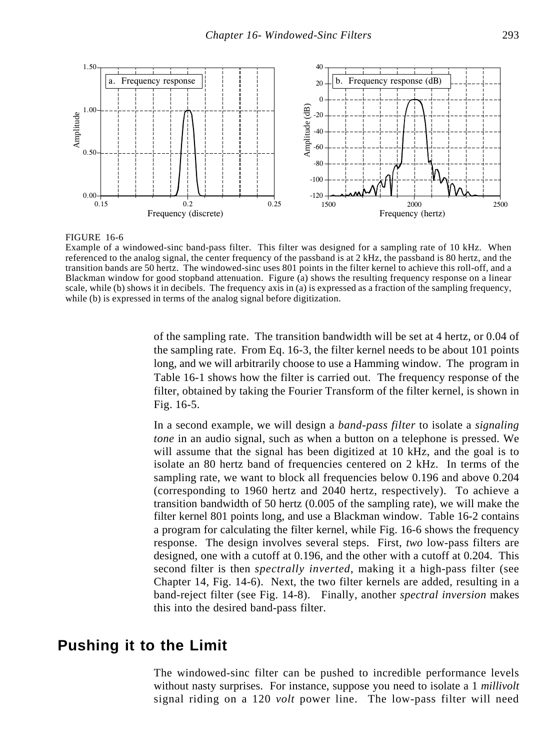FIGURE 16-6
Example of a windowed-sinc band-pass filter. This filter was designed for a sampling rate of 10 kHz. When referenced to the analog signal, the center frequency of the passband is at 2 kHz, the passband is 80 hertz, and the transition bands are 50 hertz. The windowed-sinc uses 801 points in the filter kernel to achieve this roll-off, and a Blackman window for good stopband attenuation. Figure (a) shows the resulting frequency response on a linear scale, while (b) shows it in decibels. The frequency axis in (a) is expressed as a fraction of the sampling frequency, while (b) is expressed in terms of the analog signal before digitization.

of the sampling rate. The transition bandwidth will be set at 4 hertz, or 0.04 of the sampling rate. From Eq. 16-3, the filter kernel needs to be about 101 points long, and we will arbitrarily choose to use a Hamming window. The program in Table 16-1 shows how the filter is carried out. The frequency response of the filter, obtained by taking the Fourier Transform of the filter kernel, is shown in Fig. 16-5.

In a second example, we will design a *band-pass filter* to isolate a *signaling tone* in an audio signal, such as when a button on a telephone is pressed. We will assume that the signal has been digitized at 10 kHz, and the goal is to isolate an 80 hertz band of frequencies centered on 2 kHz. In terms of the sampling rate, we want to block all frequencies below 0.196 and above 0.204 (corresponding to 1960 hertz and 2040 hertz, respectively). To achieve a transition bandwidth of 50 hertz (0.005 of the sampling rate), we will make the filter kernel 801 points long, and use a Blackman window. Table 16-2 contains a program for calculating the filter kernel, while Fig. 16-6 shows the frequency response. The design involves several steps. First, *two* low-pass filters are designed, one with a cutoff at 0.196, and the other with a cutoff at 0.204. This second filter is then *spectrally inverted*, making it a high-pass filter (see Chapter 14, Fig. 14-6). Next, the two filter kernels are added, resulting in a band-reject filter (see Fig. 14-8). Finally, another *spectral inversion* makes this into the desired band-pass filter.

## Pushing it to the Limit

The windowed-sinc filter can be pushed to incredible performance levels without nasty surprises. For instance, suppose you need to isolate a 1 *millivolt* signal riding on a 120 *volt* power line. The low-pass filter will need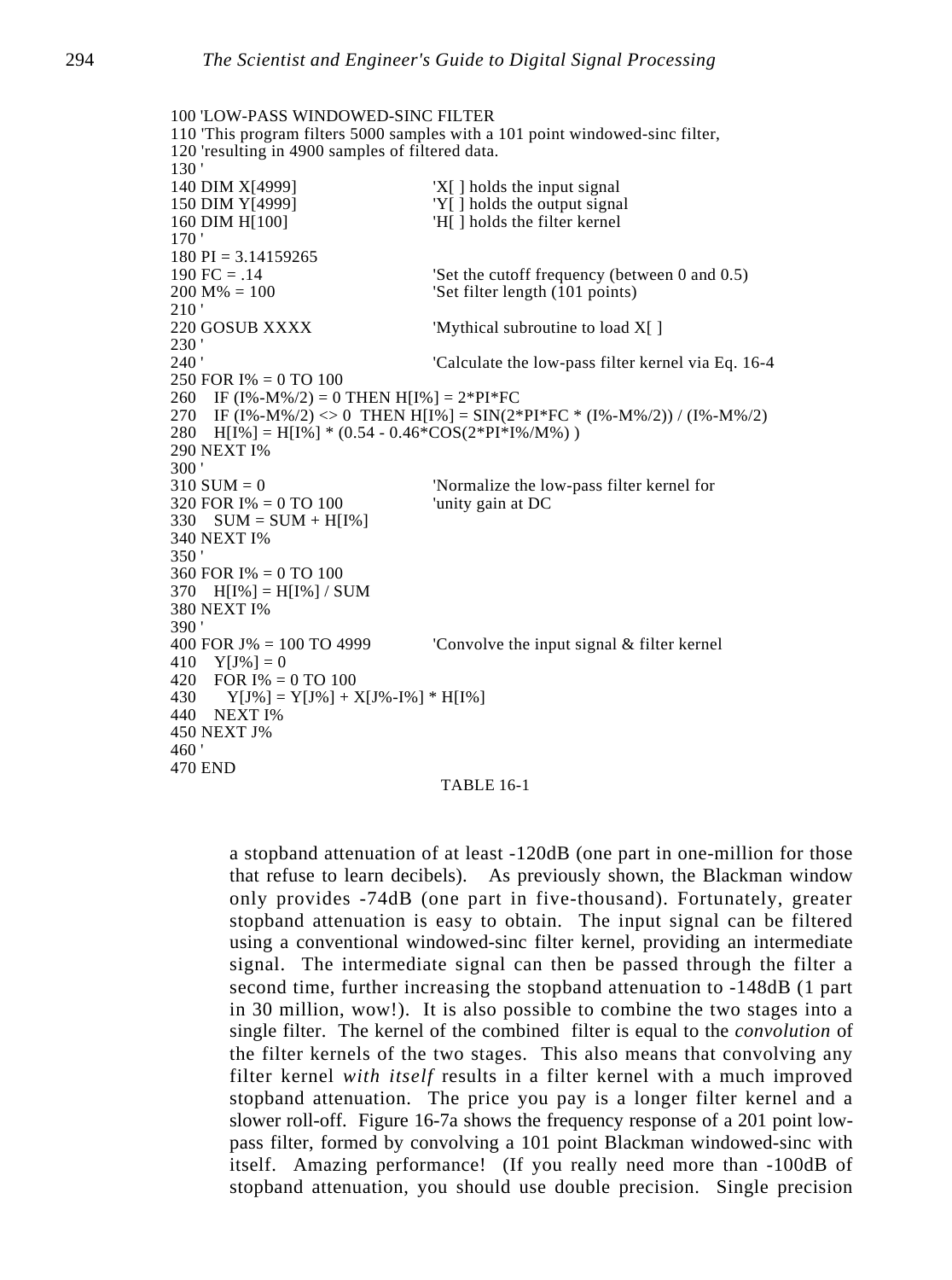```
100 'LOW-PASS WINDOWED-SINC FILTER
110 'This program filters 5000 samples with a 101 point windowed-sinc filter,
120 'resulting in 4900 samples of filtered data.
130 '
140 DIM X[4999]                    'X[ ] holds the input signal
150 DIM Y[4999]                    'Y[ ] holds the output signal
160 DIM H[100]                     'H[ ] holds the filter kernel
170 '
180 PI = 3.14159265
190 FC = .14                       'Set the cutoff frequency (between 0 and 0.5)
200 M% = 100                       'Set filter length (101 points)
210 '
220 GOSUB XXXX                     'Mythical subroutine to load X[ ]
230 '
240 '                              'Calculate the low-pass filter kernel via Eq. 16-4
250 FOR I% = 0 TO 100
260   IF (I%-M%/2) = 0 THEN H[I%] = 2*PI*FC
270   IF (I%-M%/2) <> 0  THEN H[I%] = SIN(2*PI*FC * (I%-M%/2)) / (I%-M%/2)
280   H[I%] = H[I%] * (0.54 - 0.46*COS(2*PI*I%/M%) )
290 NEXT I%
300 '
310 SUM = 0                        'Normalize the low-pass filter kernel for
320 FOR I% = 0 TO 100              'unity gain at DC
330   SUM = SUM + H[I%]
340 NEXT I%
350 '
360 FOR I% = 0 TO 100
370   H[I%] = H[I%] / SUM
380 NEXT I%
390 '
400 FOR J% = 100 TO 4999           'Convolve the input signal & filter kernel
410   Y[J%] = 0
420   FOR I% = 0 TO 100
430     Y[J%] = Y[J%] + X[J%-I%] * H[I%]
440   NEXT I%
450 NEXT J%
460 '
470 END
```

TABLE 16-1

a stopband attenuation of at least -120dB (one part in one-million for those that refuse to learn decibels). As previously shown, the Blackman window only provides -74dB (one part in five-thousand). Fortunately, greater stopband attenuation is easy to obtain. The input signal can be filtered using a conventional windowed-sinc filter kernel, providing an intermediate signal. The intermediate signal can then be passed through the filter a second time, further increasing the stopband attenuation to -148dB (1 part in 30 million, wow!). It is also possible to combine the two stages into a single filter. The kernel of the combined filter is equal to the *convolution* of the filter kernels of the two stages. This also means that convolving any filter kernel *with itself* results in a filter kernel with a much improved stopband attenuation. The price you pay is a longer filter kernel and a slower roll-off. Figure 16-7a shows the frequency response of a 201 point low-pass filter, formed by convolving a 101 point Blackman windowed-sinc with itself. Amazing performance! (If you really need more than -100dB of stopband attenuation, you should use double precision. Single precision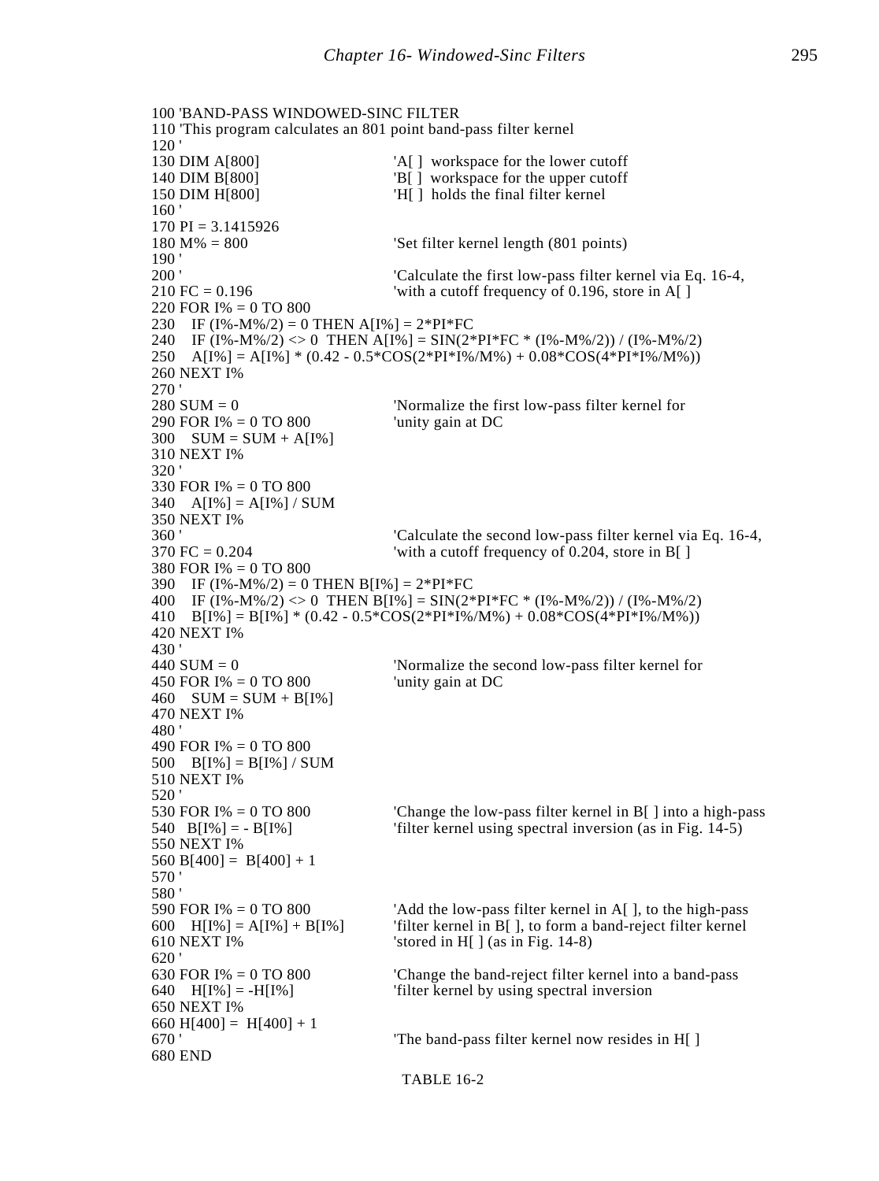```
100 'BAND-PASS WINDOWED-SINC FILTER
110 'This program calculates an 801 point band-pass filter kernel
120 '
130 DIM A[800]                       'A[ ]  workspace for the lower cutoff
140 DIM B[800]                       'B[ ]  workspace for the upper cutoff
150 DIM H[800]                       'H[ ]  holds the final filter kernel
160 '
170 PI = 3.1415926
180 M% = 800                         'Set filter kernel length (801 points)
190 '
200 '                                'Calculate the first low-pass filter kernel via Eq. 16-4,
210 FC = 0.196                       'with a cutoff frequency of 0.196, store in A[ ]
220 FOR I% = 0 TO 800
230   IF (I%-M%/2) = 0 THEN A[I%] = 2*PI*FC
240   IF (I%-M%/2) <> 0  THEN A[I%] = SIN(2*PI*FC * (I%-M%/2)) / (I%-M%/2)
250   A[I%] = A[I%] * (0.42 - 0.5*COS(2*PI*I%/M%) + 0.08*COS(4*PI*I%/M%))
260 NEXT I%
270 '
280 SUM = 0                          'Normalize the first low-pass filter kernel for
290 FOR I% = 0 TO 800                'unity gain at DC
300   SUM = SUM + A[I%]
310 NEXT I%
320 '
330 FOR I% = 0 TO 800
340   A[I%] = A[I%] / SUM
350 NEXT I%
360 '                                'Calculate the second low-pass filter kernel via Eq. 16-4,
370 FC = 0.204                       'with a cutoff frequency of 0.204, store in B[ ]
380 FOR I% = 0 TO 800
390   IF (I%-M%/2) = 0 THEN B[I%] = 2*PI*FC
400   IF (I%-M%/2) <> 0  THEN B[I%] = SIN(2*PI*FC * (I%-M%/2)) / (I%-M%/2)
410   B[I%] = B[I%] * (0.42 - 0.5*COS(2*PI*I%/M%) + 0.08*COS(4*PI*I%/M%))
420 NEXT I%
430 '
440 SUM = 0                          'Normalize the second low-pass filter kernel for
450 FOR I% = 0 TO 800                'unity gain at DC
460   SUM = SUM + B[I%]
470 NEXT I%
480 '
490 FOR I% = 0 TO 800
500   B[I%] = B[I%] / SUM
510 NEXT I%
520 '
530 FOR I% = 0 TO 800                'Change the low-pass filter kernel in B[ ] into a high-pass
540   B[I%] = - B[I%]                'filter kernel using spectral inversion (as in Fig. 14-5)
550 NEXT I%
560 B[400] =  B[400] + 1
570 '
580 '
590 FOR I% = 0 TO 800                'Add the low-pass filter kernel in A[ ], to the high-pass
600   H[I%] = A[I%] + B[I%]          'filter kernel in B[ ], to form a band-reject filter kernel
610 NEXT I%                          'stored in H[ ] (as in Fig. 14-8)
620 '
630 FOR I% = 0 TO 800                'Change the band-reject filter kernel into a band-pass
640   H[I%] = -H[I%]                 'filter kernel by using spectral inversion
650 NEXT I%
660 H[400] =  H[400] + 1
670 '                                'The band-pass filter kernel now resides in H[ ]
680 END
```

TABLE 16-2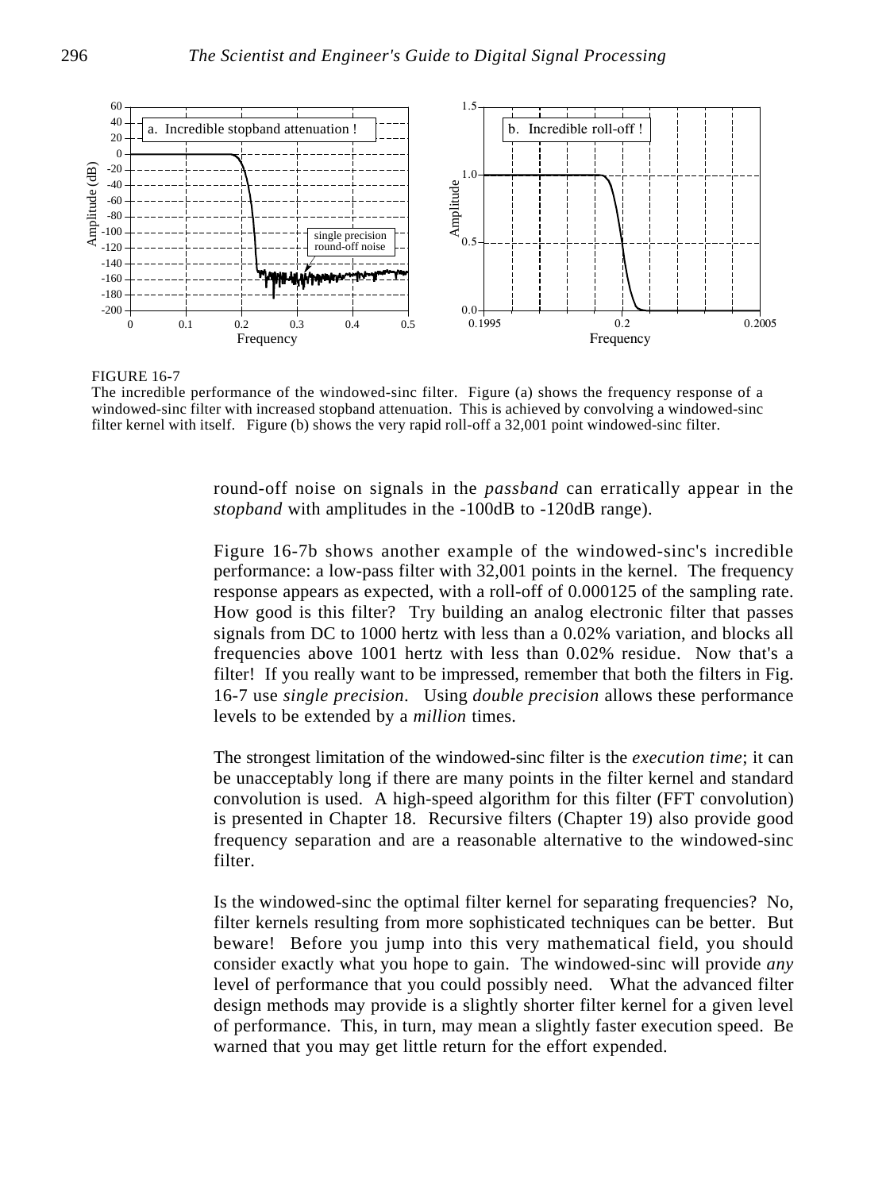a. Incredible stopband attenuation !

Amplitude (dB)

60
40
20
0
-20
-40
-60
-80
-100
-120
-140
-160
-180
-200

0 0.1 0.2 0.3 0.4 0.5

Frequency

single precision
round-off noise

b. Incredible roll-off !

Amplitude

1.5
1.0
0.5
0.0

0.1995 0.2 0.2005

Frequency

FIGURE 16-7
The incredible performance of the windowed-sinc filter. Figure (a) shows the frequency response of a windowed-sinc filter with increased stopband attenuation. This is achieved by convolving a windowed-sinc filter kernel with itself. Figure (b) shows the very rapid roll-off a 32,001 point windowed-sinc filter.

round-off noise on signals in the *passband* can erratically appear in the *stopband* with amplitudes in the -100dB to -120dB range).

Figure 16-7b shows another example of the windowed-sinc's incredible performance: a low-pass filter with 32,001 points in the kernel. The frequency response appears as expected, with a roll-off of 0.000125 of the sampling rate. How good is this filter? Try building an analog electronic filter that passes signals from DC to 1000 hertz with less than a 0.02% variation, and blocks all frequencies above 1001 hertz with less than 0.02% residue. Now that's a filter! If you really want to be impressed, remember that both the filters in Fig. 16-7 use *single precision*. Using *double precision* allows these performance levels to be extended by a *million* times.

The strongest limitation of the windowed-sinc filter is the *execution time*; it can be unacceptably long if there are many points in the filter kernel and standard convolution is used. A high-speed algorithm for this filter (FFT convolution) is presented in Chapter 18. Recursive filters (Chapter 19) also provide good frequency separation and are a reasonable alternative to the windowed-sinc filter.

Is the windowed-sinc the optimal filter kernel for separating frequencies? No, filter kernels resulting from more sophisticated techniques can be better. But beware! Before you jump into this very mathematical field, you should consider exactly what you hope to gain. The windowed-sinc will provide *any* level of performance that you could possibly need. What the advanced filter design methods may provide is a slightly shorter filter kernel for a given level of performance. This, in turn, may mean a slightly faster execution speed. Be warned that you may get little return for the effort expended.